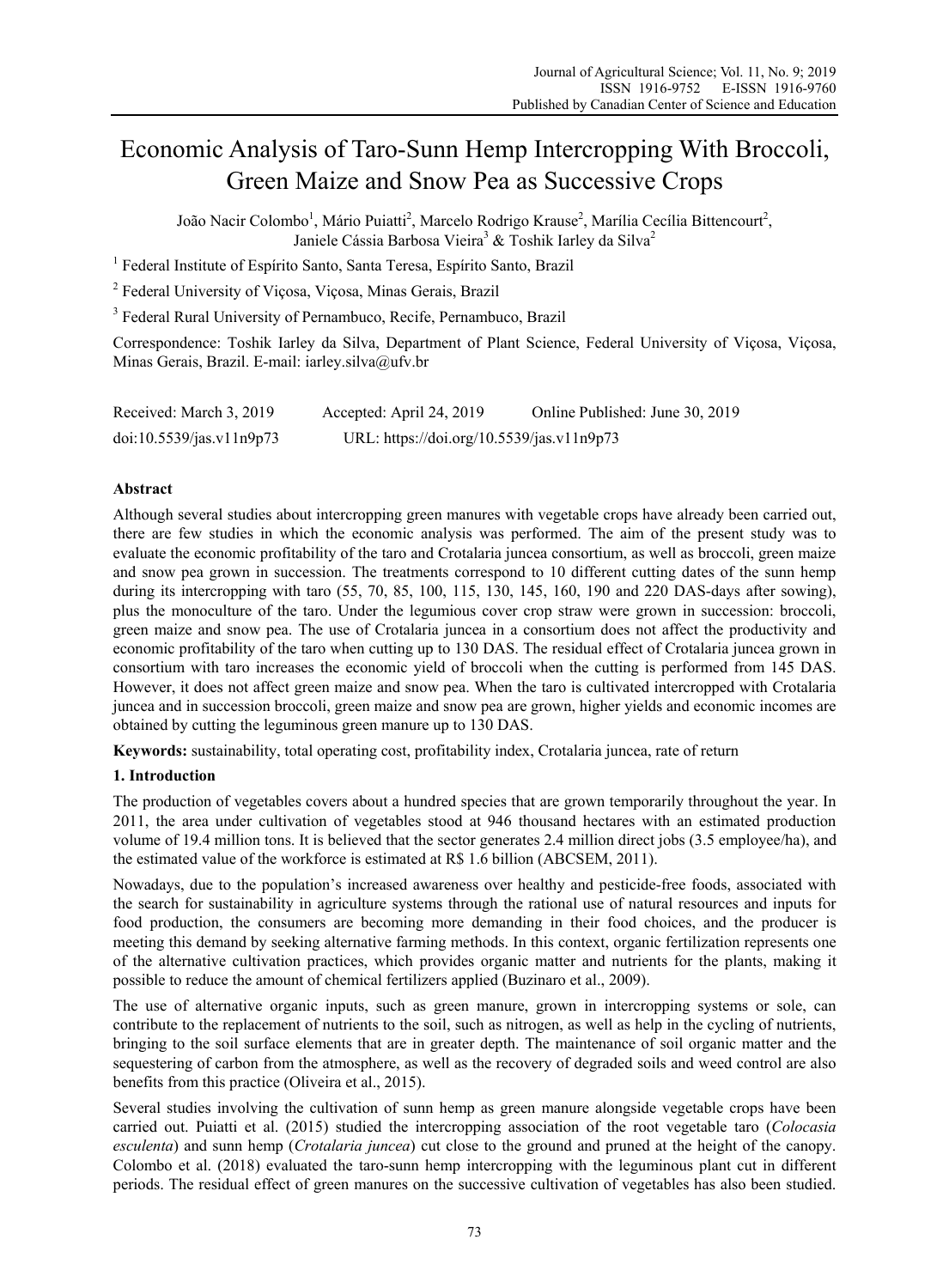# Economic Analysis of Taro-Sunn Hemp Intercropping With Broccoli, Green Maize and Snow Pea as Successive Crops

João Nacir Colombo[1], Mário Puiatti[2], Marcelo Rodrigo Krause[2], Marília Cecília Bittencourt[2], Janiele Cássia Barbosa Vieira[3] & Toshik Iarley da Silva[2]

[1] Federal Institute of Espírito Santo, Santa Teresa, Espírito Santo, Brazil

[2] Federal University of Viçosa, Viçosa, Minas Gerais, Brazil

[3] Federal Rural University of Pernambuco, Recife, Pernambuco, Brazil

Correspondence: Toshik Iarley da Silva, Department of Plant Science, Federal University of Viçosa, Viçosa, Minas Gerais, Brazil. E-mail: iarley.silva@ufv.br

Received: March 3, 2019 Accepted: April 24, 2019 Online Published: June 30, 2019

doi:10.5539/jas.v11n9p73 URL: https://doi.org/10.5539/jas.v11n9p73

## Abstract

Although several studies about intercropping green manures with vegetable crops have already been carried out, there are few studies in which the economic analysis was performed. The aim of the present study was to evaluate the economic profitability of the taro and Crotalaria juncea consortium, as well as broccoli, green maize and snow pea grown in succession. The treatments correspond to 10 different cutting dates of the sunn hemp during its intercropping with taro (55, 70, 85, 100, 115, 130, 145, 160, 190 and 220 DAS-days after sowing), plus the monoculture of the taro. Under the legumious cover crop straw were grown in succession: broccoli, green maize and snow pea. The use of Crotalaria juncea in a consortium does not affect the productivity and economic profitability of the taro when cutting up to 130 DAS. The residual effect of Crotalaria juncea grown in consortium with taro increases the economic yield of broccoli when the cutting is performed from 145 DAS. However, it does not affect green maize and snow pea. When the taro is cultivated intercropped with Crotalaria juncea and in succession broccoli, green maize and snow pea are grown, higher yields and economic incomes are obtained by cutting the leguminous green manure up to 130 DAS.

**Keywords:** sustainability, total operating cost, profitability index, Crotalaria juncea, rate of return

## 1. Introduction

The production of vegetables covers about a hundred species that are grown temporarily throughout the year. In 2011, the area under cultivation of vegetables stood at 946 thousand hectares with an estimated production volume of 19.4 million tons. It is believed that the sector generates 2.4 million direct jobs (3.5 employee/ha), and the estimated value of the workforce is estimated at R$ 1.6 billion (ABCSEM, 2011).

Nowadays, due to the population's increased awareness over healthy and pesticide-free foods, associated with the search for sustainability in agriculture systems through the rational use of natural resources and inputs for food production, the consumers are becoming more demanding in their food choices, and the producer is meeting this demand by seeking alternative farming methods. In this context, organic fertilization represents one of the alternative cultivation practices, which provides organic matter and nutrients for the plants, making it possible to reduce the amount of chemical fertilizers applied (Buzinaro et al., 2009).

The use of alternative organic inputs, such as green manure, grown in intercropping systems or sole, can contribute to the replacement of nutrients to the soil, such as nitrogen, as well as help in the cycling of nutrients, bringing to the soil surface elements that are in greater depth. The maintenance of soil organic matter and the sequestering of carbon from the atmosphere, as well as the recovery of degraded soils and weed control are also benefits from this practice (Oliveira et al., 2015).

Several studies involving the cultivation of sunn hemp as green manure alongside vegetable crops have been carried out. Puiatti et al. (2015) studied the intercropping association of the root vegetable taro (*Colocasia esculenta*) and sunn hemp (*Crotalaria juncea*) cut close to the ground and pruned at the height of the canopy. Colombo et al. (2018) evaluated the taro-sunn hemp intercropping with the leguminous plant cut in different periods. The residual effect of green manures on the successive cultivation of vegetables has also been studied.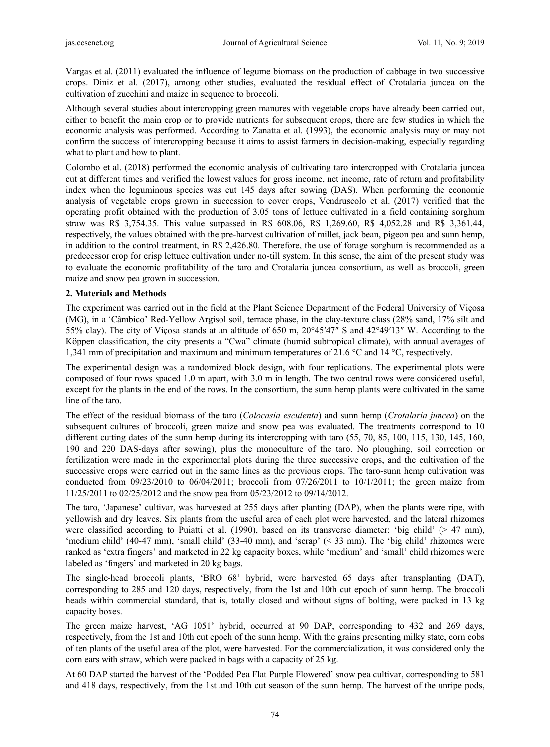Vargas et al. (2011) evaluated the influence of legume biomass on the production of cabbage in two successive crops. Diniz et al. (2017), among other studies, evaluated the residual effect of Crotalaria juncea on the cultivation of zucchini and maize in sequence to broccoli.

Although several studies about intercropping green manures with vegetable crops have already been carried out, either to benefit the main crop or to provide nutrients for subsequent crops, there are few studies in which the economic analysis was performed. According to Zanatta et al. (1993), the economic analysis may or may not confirm the success of intercropping because it aims to assist farmers in decision-making, especially regarding what to plant and how to plant.

Colombo et al. (2018) performed the economic analysis of cultivating taro intercropped with Crotalaria juncea cut at different times and verified the lowest values for gross income, net income, rate of return and profitability index when the leguminous species was cut 145 days after sowing (DAS). When performing the economic analysis of vegetable crops grown in succession to cover crops, Vendruscolo et al. (2017) verified that the operating profit obtained with the production of 3.05 tons of lettuce cultivated in a field containing sorghum straw was R$ 3,754.35. This value surpassed in R$ 608.06, R$ 1,269.60, R$ 4,052.28 and R$ 3,361.44, respectively, the values obtained with the pre-harvest cultivation of millet, jack bean, pigeon pea and sunn hemp, in addition to the control treatment, in R$ 2,426.80. Therefore, the use of forage sorghum is recommended as a predecessor crop for crisp lettuce cultivation under no-till system. In this sense, the aim of the present study was to evaluate the economic profitability of the taro and Crotalaria juncea consortium, as well as broccoli, green maize and snow pea grown in succession.

## 2. Materials and Methods

The experiment was carried out in the field at the Plant Science Department of the Federal University of Viçosa (MG), in a 'Câmbico' Red-Yellow Argisol soil, terrace phase, in the clay-texture class (28% sand, 17% silt and 55% clay). The city of Viçosa stands at an altitude of 650 m, 20°45′47″ S and 42°49′13″ W. According to the Köppen classification, the city presents a "Cwa" climate (humid subtropical climate), with annual averages of 1,341 mm of precipitation and maximum and minimum temperatures of 21.6 °C and 14 °C, respectively.

The experimental design was a randomized block design, with four replications. The experimental plots were composed of four rows spaced 1.0 m apart, with 3.0 m in length. The two central rows were considered useful, except for the plants in the end of the rows. In the consortium, the sunn hemp plants were cultivated in the same line of the taro.

The effect of the residual biomass of the taro (*Colocasia esculenta*) and sunn hemp (*Crotalaria juncea*) on the subsequent cultures of broccoli, green maize and snow pea was evaluated. The treatments correspond to 10 different cutting dates of the sunn hemp during its intercropping with taro (55, 70, 85, 100, 115, 130, 145, 160, 190 and 220 DAS-days after sowing), plus the monoculture of the taro. No ploughing, soil correction or fertilization were made in the experimental plots during the three successive crops, and the cultivation of the successive crops were carried out in the same lines as the previous crops. The taro-sunn hemp cultivation was conducted from 09/23/2010 to 06/04/2011; broccoli from 07/26/2011 to 10/1/2011; the green maize from 11/25/2011 to 02/25/2012 and the snow pea from 05/23/2012 to 09/14/2012.

The taro, 'Japanese' cultivar, was harvested at 255 days after planting (DAP), when the plants were ripe, with yellowish and dry leaves. Six plants from the useful area of each plot were harvested, and the lateral rhizomes were classified according to Puiatti et al. (1990), based on its transverse diameter: 'big child' (> 47 mm), 'medium child' (40-47 mm), 'small child' (33-40 mm), and 'scrap' (< 33 mm). The 'big child' rhizomes were ranked as 'extra fingers' and marketed in 22 kg capacity boxes, while 'medium' and 'small' child rhizomes were labeled as 'fingers' and marketed in 20 kg bags.

The single-head broccoli plants, 'BRO 68' hybrid, were harvested 65 days after transplanting (DAT), corresponding to 285 and 120 days, respectively, from the 1st and 10th cut epoch of sunn hemp. The broccoli heads within commercial standard, that is, totally closed and without signs of bolting, were packed in 13 kg capacity boxes.

The green maize harvest, 'AG 1051' hybrid, occurred at 90 DAP, corresponding to 432 and 269 days, respectively, from the 1st and 10th cut epoch of the sunn hemp. With the grains presenting milky state, corn cobs of ten plants of the useful area of the plot, were harvested. For the commercialization, it was considered only the corn ears with straw, which were packed in bags with a capacity of 25 kg.

At 60 DAP started the harvest of the 'Podded Pea Flat Purple Flowered' snow pea cultivar, corresponding to 581 and 418 days, respectively, from the 1st and 10th cut season of the sunn hemp. The harvest of the unripe pods,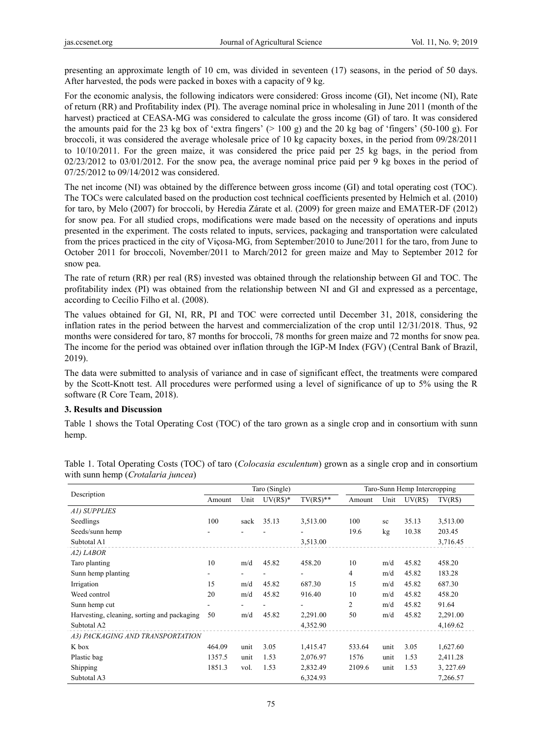presenting an approximate length of 10 cm, was divided in seventeen (17) seasons, in the period of 50 days. After harvested, the pods were packed in boxes with a capacity of 9 kg.

For the economic analysis, the following indicators were considered: Gross income (GI), Net income (NI), Rate of return (RR) and Profitability index (PI). The average nominal price in wholesaling in June 2011 (month of the harvest) practiced at CEASA-MG was considered to calculate the gross income (GI) of taro. It was considered the amounts paid for the 23 kg box of 'extra fingers' (> 100 g) and the 20 kg bag of 'fingers' (50-100 g). For broccoli, it was considered the average wholesale price of 10 kg capacity boxes, in the period from 09/28/2011 to 10/10/2011. For the green maize, it was considered the price paid per 25 kg bags, in the period from 02/23/2012 to 03/01/2012. For the snow pea, the average nominal price paid per 9 kg boxes in the period of 07/25/2012 to 09/14/2012 was considered.

The net income (NI) was obtained by the difference between gross income (GI) and total operating cost (TOC). The TOCs were calculated based on the production cost technical coefficients presented by Helmich et al. (2010) for taro, by Melo (2007) for broccoli, by Heredia Zárate et al. (2009) for green maize and EMATER-DF (2012) for snow pea. For all studied crops, modifications were made based on the necessity of operations and inputs presented in the experiment. The costs related to inputs, services, packaging and transportation were calculated from the prices practiced in the city of Viçosa-MG, from September/2010 to June/2011 for the taro, from June to October 2011 for broccoli, November/2011 to March/2012 for green maize and May to September 2012 for snow pea.

The rate of return (RR) per real (R$) invested was obtained through the relationship between GI and TOC. The profitability index (PI) was obtained from the relationship between NI and GI and expressed as a percentage, according to Cecílio Filho et al. (2008).

The values obtained for GI, NI, RR, PI and TOC were corrected until December 31, 2018, considering the inflation rates in the period between the harvest and commercialization of the crop until 12/31/2018. Thus, 92 months were considered for taro, 87 months for broccoli, 78 months for green maize and 72 months for snow pea. The income for the period was obtained over inflation through the IGP-M Index (FGV) (Central Bank of Brazil, 2019).

The data were submitted to analysis of variance and in case of significant effect, the treatments were compared by the Scott-Knott test. All procedures were performed using a level of significance of up to 5% using the R software (R Core Team, 2018).

## 3. Results and Discussion

Table 1 shows the Total Operating Cost (TOC) of the taro grown as a single crop and in consortium with sunn hemp.

Table 1. Total Operating Costs (TOC) of taro (*Colocasia esculentum*) grown as a single crop and in consortium with sunn hemp (*Crotalaria juncea*)

| Description | Taro (Single) | | | | Taro-Sunn Hemp Intercropping | | | |
|---|---|---|---|---|---|---|---|---|
| | Amount | Unit | UV(R$)* | TV(R$)** | Amount | Unit | UV(R$) | TV(R$) |
| *A1) SUPPLIES* | | | | | | | | |
| Seedlings | 100 | sack | 35.13 | 3,513.00 | 100 | sc | 35.13 | 3,513.00 |
| Seeds/sunn hemp | - | - | - | - | 19.6 | kg | 10.38 | 203.45 |
| Subtotal A1 | | | | 3,513.00 | | | | 3,716.45 |
| *A2) LABOR* | | | | | | | | |
| Taro planting | 10 | m/d | 45.82 | 458.20 | 10 | m/d | 45.82 | 458.20 |
| Sunn hemp planting | - | - | - | - | 4 | m/d | 45.82 | 183.28 |
| Irrigation | 15 | m/d | 45.82 | 687.30 | 15 | m/d | 45.82 | 687.30 |
| Weed control | 20 | m/d | 45.82 | 916.40 | 10 | m/d | 45.82 | 458.20 |
| Sunn hemp cut | - | - | - | - | 2 | m/d | 45.82 | 91.64 |
| Harvesting, cleaning, sorting and packaging | 50 | m/d | 45.82 | 2,291.00 | 50 | m/d | 45.82 | 2,291.00 |
| Subtotal A2 | | | | 4,352.90 | | | | 4,169.62 |
| *A3) PACKAGING AND TRANSPORTATION* | | | | | | | | |
| K box | 464.09 | unit | 3.05 | 1,415.47 | 533.64 | unit | 3.05 | 1,627.60 |
| Plastic bag | 1357.5 | unit | 1.53 | 2,076.97 | 1576 | unit | 1.53 | 2,411.28 |
| Shipping | 1851.3 | vol. | 1.53 | 2,832.49 | 2109.6 | unit | 1.53 | 3, 227.69 |
| Subtotal A3 | | | | 6,324.93 | | | | 7,266.57 |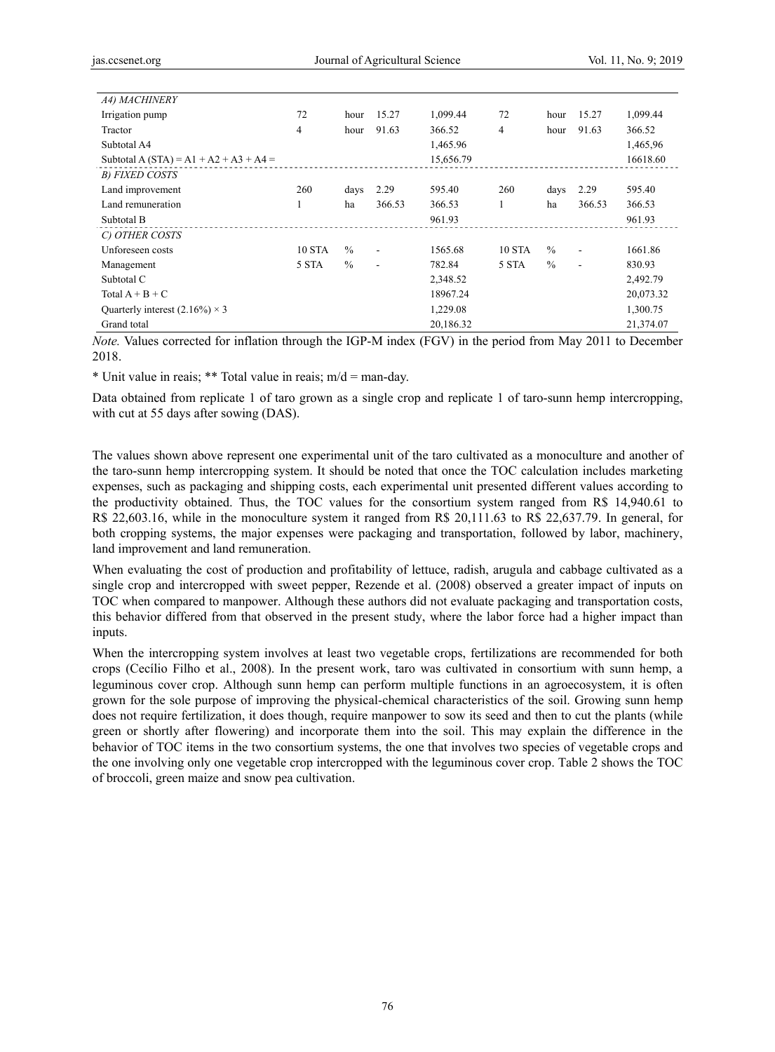| | | | | | | | | |
|---|---|---|---|---|---|---|---|---|
| *A4) MACHINERY* | | | | | | | | |
| Irrigation pump | 72 | hour | 15.27 | 1,099.44 | 72 | hour | 15.27 | 1,099.44 |
| Tractor | 4 | hour | 91.63 | 366.52 | 4 | hour | 91.63 | 366.52 |
| Subtotal A4 | | | | 1,465.96 | | | | 1,465,96 |
| Subtotal A (STA) = A1 + A2 + A3 + A4 = | | | | 15,656.79 | | | | 16618.60 |
| *B) FIXED COSTS* | | | | | | | | |
| Land improvement | 260 | days | 2.29 | 595.40 | 260 | days | 2.29 | 595.40 |
| Land remuneration | 1 | ha | 366.53 | 366.53 | 1 | ha | 366.53 | 366.53 |
| Subtotal B | | | | 961.93 | | | | 961.93 |
| *C) OTHER COSTS* | | | | | | | | |
| Unforeseen costs | 10 STA | % | - | 1565.68 | 10 STA | % | - | 1661.86 |
| Management | 5 STA | % | - | 782.84 | 5 STA | % | - | 830.93 |
| Subtotal C | | | | 2,348.52 | | | | 2,492.79 |
| Total A + B + C | | | | 18967.24 | | | | 20,073.32 |
| Quarterly interest (2.16%) × 3 | | | | 1,229.08 | | | | 1,300.75 |
| Grand total | | | | 20,186.32 | | | | 21,374.07 |

*Note.* Values corrected for inflation through the IGP-M index (FGV) in the period from May 2011 to December 2018.

* Unit value in reais; ** Total value in reais; m/d = man-day.

Data obtained from replicate 1 of taro grown as a single crop and replicate 1 of taro-sunn hemp intercropping, with cut at 55 days after sowing (DAS).

The values shown above represent one experimental unit of the taro cultivated as a monoculture and another of the taro-sunn hemp intercropping system. It should be noted that once the TOC calculation includes marketing expenses, such as packaging and shipping costs, each experimental unit presented different values according to the productivity obtained. Thus, the TOC values for the consortium system ranged from R$ 14,940.61 to R$ 22,603.16, while in the monoculture system it ranged from R$ 20,111.63 to R$ 22,637.79. In general, for both cropping systems, the major expenses were packaging and transportation, followed by labor, machinery, land improvement and land remuneration.

When evaluating the cost of production and profitability of lettuce, radish, arugula and cabbage cultivated as a single crop and intercropped with sweet pepper, Rezende et al. (2008) observed a greater impact of inputs on TOC when compared to manpower. Although these authors did not evaluate packaging and transportation costs, this behavior differed from that observed in the present study, where the labor force had a higher impact than inputs.

When the intercropping system involves at least two vegetable crops, fertilizations are recommended for both crops (Cecílio Filho et al., 2008). In the present work, taro was cultivated in consortium with sunn hemp, a leguminous cover crop. Although sunn hemp can perform multiple functions in an agroecosystem, it is often grown for the sole purpose of improving the physical-chemical characteristics of the soil. Growing sunn hemp does not require fertilization, it does though, require manpower to sow its seed and then to cut the plants (while green or shortly after flowering) and incorporate them into the soil. This may explain the difference in the behavior of TOC items in the two consortium systems, the one that involves two species of vegetable crops and the one involving only one vegetable crop intercropped with the leguminous cover crop. Table 2 shows the TOC of broccoli, green maize and snow pea cultivation.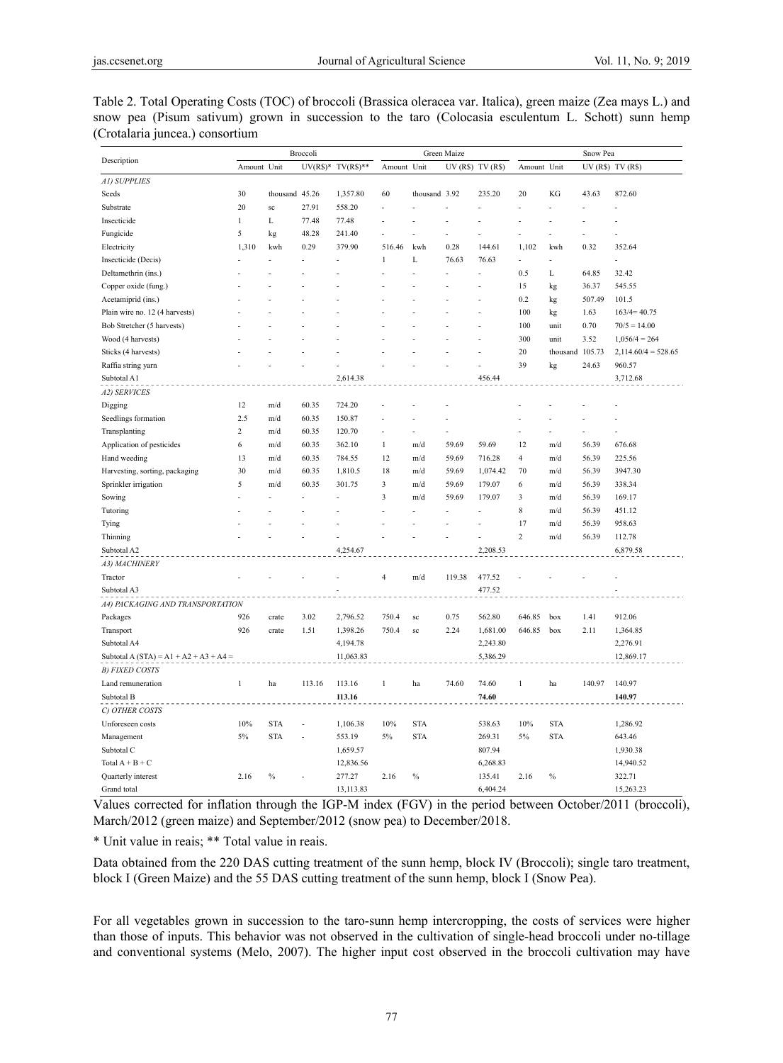Table 2. Total Operating Costs (TOC) of broccoli (Brassica oleracea var. Italica), green maize (Zea mays L.) and snow pea (Pisum sativum) grown in succession to the taro (Colocasia esculentum L. Schott) sunn hemp (Crotalaria juncea.) consortium

| Description | Broccoli | | | | Green Maize | | | | Snow Pea | | | |
|---|---|---|---|---|---|---|---|---|---|---|---|---|
| | Amount | Unit | UV(R$)* | TV(R$)** | Amount | Unit | UV (R$) | TV (R$) | Amount | Unit | UV (R$) | TV (R$) |
| *A1) SUPPLIES* | | | | | | | | | | | | |
| Seeds | 30 | thousand | 45.26 | 1,357.80 | 60 | thousand | 3.92 | 235.20 | 20 | KG | 43.63 | 872.60 |
| Substrate | 20 | sc | 27.91 | 558.20 | - | - | - | - | - | - | - | - |
| Insecticide | 1 | L | 77.48 | 77.48 | - | - | - | - | - | - | - | - |
| Fungicide | 5 | kg | 48.28 | 241.40 | - | - | - | - | - | - | - | - |
| Electricity | 1,310 | kwh | 0.29 | 379.90 | 516.46 | kwh | 0.28 | 144.61 | 1,102 | kwh | 0.32 | 352.64 |
| Insecticide (Decis) | - | - | - | - | 1 | L | 76.63 | 76.63 | - | - | | - |
| Deltamethrin (ins.) | - | - | - | - | - | - | - | - | 0.5 | L | 64.85 | 32.42 |
| Copper oxide (fung.) | - | - | - | - | - | - | - | - | 15 | kg | 36.37 | 545.55 |
| Acetamiprid (ins.) | - | - | - | - | - | - | - | - | 0.2 | kg | 507.49 | 101.5 |
| Plain wire no. 12 (4 harvests) | - | - | - | - | - | - | - | - | 100 | kg | 1.63 | 163/4= 40.75 |
| Bob Stretcher (5 harvests) | - | - | - | - | - | - | - | - | 100 | unit | 0.70 | 70/5 = 14.00 |
| Wood (4 harvests) | - | - | - | - | - | - | - | - | 300 | unit | 3.52 | 1,056/4 = 264 |
| Sticks (4 harvests) | - | - | - | - | - | - | - | - | 20 | thousand | 105.73 | 2,114.60/4 = 528.65 |
| Raffia string yarn | - | - | - | - | - | - | - | - | 39 | kg | 24.63 | 960.57 |
| Subtotal A1 | | | | 2,614.38 | | | | 456.44 | | | | 3,712.68 |
| *A2) SERVICES* | | | | | | | | | | | | |
| Digging | 12 | m/d | 60.35 | 724.20 | - | - | - | | - | - | - | - |
| Seedlings formation | 2.5 | m/d | 60.35 | 150.87 | - | - | - | | - | - | - | - |
| Transplanting | 2 | m/d | 60.35 | 120.70 | - | - | - | | - | - | - | - |
| Application of pesticides | 6 | m/d | 60.35 | 362.10 | 1 | m/d | 59.69 | 59.69 | 12 | m/d | 56.39 | 676.68 |
| Hand weeding | 13 | m/d | 60.35 | 784.55 | 12 | m/d | 59.69 | 716.28 | 4 | m/d | 56.39 | 225.56 |
| Harvesting, sorting, packaging | 30 | m/d | 60.35 | 1,810.5 | 18 | m/d | 59.69 | 1,074.42 | 70 | m/d | 56.39 | 3947.30 |
| Sprinkler irrigation | 5 | m/d | 60.35 | 301.75 | 3 | m/d | 59.69 | 179.07 | 6 | m/d | 56.39 | 338.34 |
| Sowing | - | - | - | - | 3 | m/d | 59.69 | 179.07 | 3 | m/d | 56.39 | 169.17 |
| Tutoring | - | - | - | - | - | - | - | - | 8 | m/d | 56.39 | 451.12 |
| Tying | - | - | - | - | - | - | - | - | 17 | m/d | 56.39 | 958.63 |
| Thinning | - | - | - | - | - | - | - | - | 2 | m/d | 56.39 | 112.78 |
| Subtotal A2 | | | | 4,254.67 | | | | 2,208.53 | | | | 6,879.58 |
| *A3) MACHINERY* | | | | | | | | | | | | |
| Tractor | - | - | - | - | 4 | m/d | 119.38 | 477.52 | - | - | - | - |
| Subtotal A3 | | | | - | | | | 477.52 | | | | - |
| *A4) PACKAGING AND TRANSPORTATION* | | | | | | | | | | | | |
| Packages | 926 | crate | 3.02 | 2,796.52 | 750.4 | sc | 0.75 | 562.80 | 646.85 | box | 1.41 | 912.06 |
| Transport | 926 | crate | 1.51 | 1,398.26 | 750.4 | sc | 2.24 | 1,681.00 | 646.85 | box | 2.11 | 1,364.85 |
| Subtotal A4 | | | | 4,194.78 | | | | 2,243.80 | | | | 2,276.91 |
| Subtotal A (STA) = A1 + A2 + A3 + A4 = | | | | 11,063.83 | | | | 5,386.29 | | | | 12,869.17 |
| *B) FIXED COSTS* | | | | | | | | | | | | |
| Land remuneration | 1 | ha | 113.16 | 113.16 | 1 | ha | 74.60 | 74.60 | 1 | ha | 140.97 | 140.97 |
| Subtotal B | | | | **113.16** | | | | **74.60** | | | | **140.97** |
| *C) OTHER COSTS* | | | | | | | | | | | | |
| Unforeseen costs | 10% | STA | - | 1,106.38 | 10% | STA | | 538.63 | 10% | STA | | 1,286.92 |
| Management | 5% | STA | - | 553.19 | 5% | STA | | 269.31 | 5% | STA | | 643.46 |
| Subtotal C | | | | 1,659.57 | | | | 807.94 | | | | 1,930.38 |
| Total A + B + C | | | | 12,836.56 | | | | 6,268.83 | | | | 14,940.52 |
| Quarterly interest | 2.16 | % | - | 277.27 | 2.16 | % | | 135.41 | 2.16 | % | | 322.71 |
| Grand total | | | | 13,113.83 | | | | 6,404.24 | | | | 15,263.23 |

Values corrected for inflation through the IGP-M index (FGV) in the period between October/2011 (broccoli), March/2012 (green maize) and September/2012 (snow pea) to December/2018.

\* Unit value in reais; ** Total value in reais.

Data obtained from the 220 DAS cutting treatment of the sunn hemp, block IV (Broccoli); single taro treatment, block I (Green Maize) and the 55 DAS cutting treatment of the sunn hemp, block I (Snow Pea).

For all vegetables grown in succession to the taro-sunn hemp intercropping, the costs of services were higher than those of inputs. This behavior was not observed in the cultivation of single-head broccoli under no-tillage and conventional systems (Melo, 2007). The higher input cost observed in the broccoli cultivation may have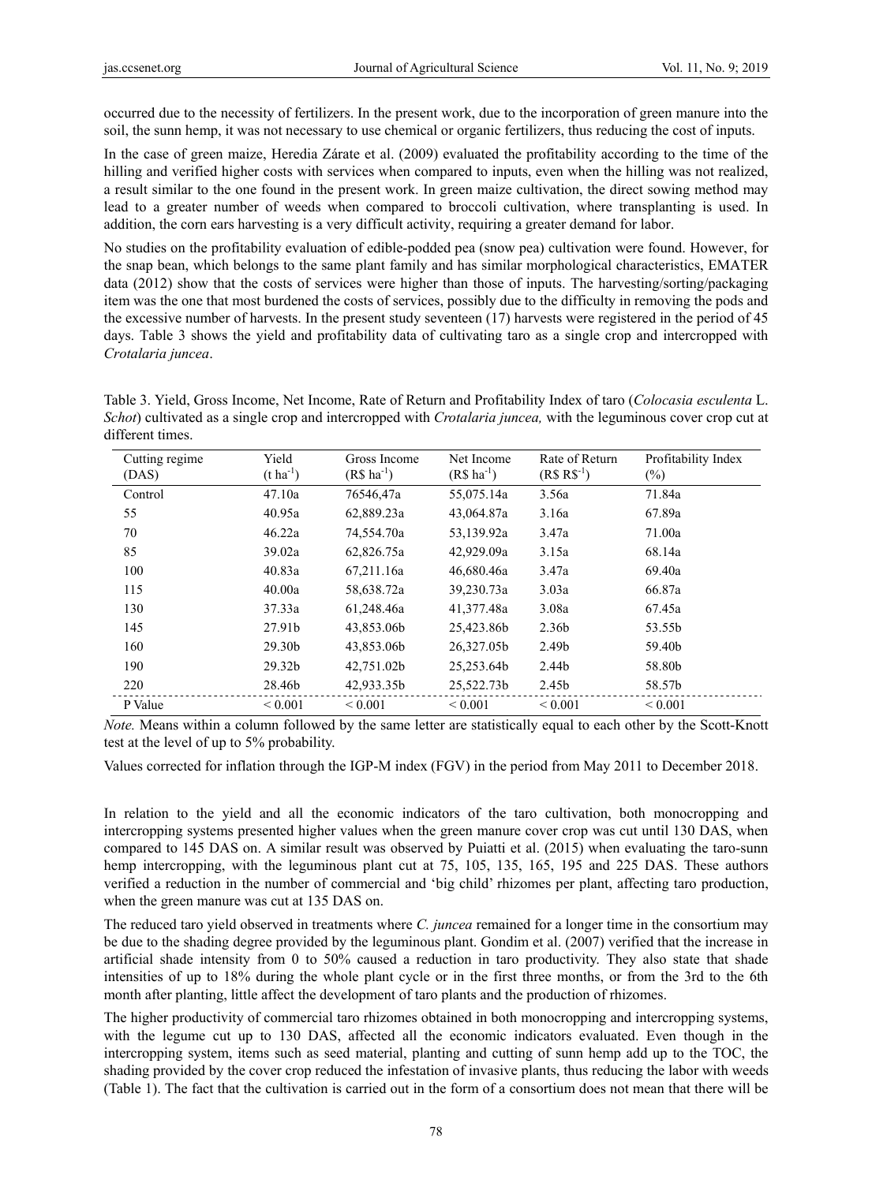occurred due to the necessity of fertilizers. In the present work, due to the incorporation of green manure into the soil, the sunn hemp, it was not necessary to use chemical or organic fertilizers, thus reducing the cost of inputs.

In the case of green maize, Heredia Zárate et al. (2009) evaluated the profitability according to the time of the hilling and verified higher costs with services when compared to inputs, even when the hilling was not realized, a result similar to the one found in the present work. In green maize cultivation, the direct sowing method may lead to a greater number of weeds when compared to broccoli cultivation, where transplanting is used. In addition, the corn ears harvesting is a very difficult activity, requiring a greater demand for labor.

No studies on the profitability evaluation of edible-podded pea (snow pea) cultivation were found. However, for the snap bean, which belongs to the same plant family and has similar morphological characteristics, EMATER data (2012) show that the costs of services were higher than those of inputs. The harvesting/sorting/packaging item was the one that most burdened the costs of services, possibly due to the difficulty in removing the pods and the excessive number of harvests. In the present study seventeen (17) harvests were registered in the period of 45 days. Table 3 shows the yield and profitability data of cultivating taro as a single crop and intercropped with *Crotalaria juncea*.

Table 3. Yield, Gross Income, Net Income, Rate of Return and Profitability Index of taro (*Colocasia esculenta* L. *Schot*) cultivated as a single crop and intercropped with *Crotalaria juncea,* with the leguminous cover crop cut at different times.

| Cutting regime (DAS) | Yield ($t\ ha^{-1}$) | Gross Income (R$ $ha^{-1}$) | Net Income (R$ $ha^{-1}$) | Rate of Return (R$ R$$^{-1}$) | Profitability Index (%) |
|---|---|---|---|---|---|
| Control | 47.10a | 76546,47a | 55,075.14a | 3.56a | 71.84a |
| 55 | 40.95a | 62,889.23a | 43,064.87a | 3.16a | 67.89a |
| 70 | 46.22a | 74,554.70a | 53,139.92a | 3.47a | 71.00a |
| 85 | 39.02a | 62,826.75a | 42,929.09a | 3.15a | 68.14a |
| 100 | 40.83a | 67,211.16a | 46,680.46a | 3.47a | 69.40a |
| 115 | 40.00a | 58,638.72a | 39,230.73a | 3.03a | 66.87a |
| 130 | 37.33a | 61,248.46a | 41,377.48a | 3.08a | 67.45a |
| 145 | 27.91b | 43,853.06b | 25,423.86b | 2.36b | 53.55b |
| 160 | 29.30b | 43,853.06b | 26,327.05b | 2.49b | 59.40b |
| 190 | 29.32b | 42,751.02b | 25,253.64b | 2.44b | 58.80b |
| 220 | 28.46b | 42,933.35b | 25,522.73b | 2.45b | 58.57b |
| P Value | < 0.001 | < 0.001 | < 0.001 | < 0.001 | < 0.001 |

*Note.* Means within a column followed by the same letter are statistically equal to each other by the Scott-Knott test at the level of up to 5% probability.

Values corrected for inflation through the IGP-M index (FGV) in the period from May 2011 to December 2018.

In relation to the yield and all the economic indicators of the taro cultivation, both monocropping and intercropping systems presented higher values when the green manure cover crop was cut until 130 DAS, when compared to 145 DAS on. A similar result was observed by Puiatti et al. (2015) when evaluating the taro-sunn hemp intercropping, with the leguminous plant cut at 75, 105, 135, 165, 195 and 225 DAS. These authors verified a reduction in the number of commercial and 'big child' rhizomes per plant, affecting taro production, when the green manure was cut at 135 DAS on.

The reduced taro yield observed in treatments where *C. juncea* remained for a longer time in the consortium may be due to the shading degree provided by the leguminous plant. Gondim et al. (2007) verified that the increase in artificial shade intensity from 0 to 50% caused a reduction in taro productivity. They also state that shade intensities of up to 18% during the whole plant cycle or in the first three months, or from the 3rd to the 6th month after planting, little affect the development of taro plants and the production of rhizomes.

The higher productivity of commercial taro rhizomes obtained in both monocropping and intercropping systems, with the legume cut up to 130 DAS, affected all the economic indicators evaluated. Even though in the intercropping system, items such as seed material, planting and cutting of sunn hemp add up to the TOC, the shading provided by the cover crop reduced the infestation of invasive plants, thus reducing the labor with weeds (Table 1). The fact that the cultivation is carried out in the form of a consortium does not mean that there will be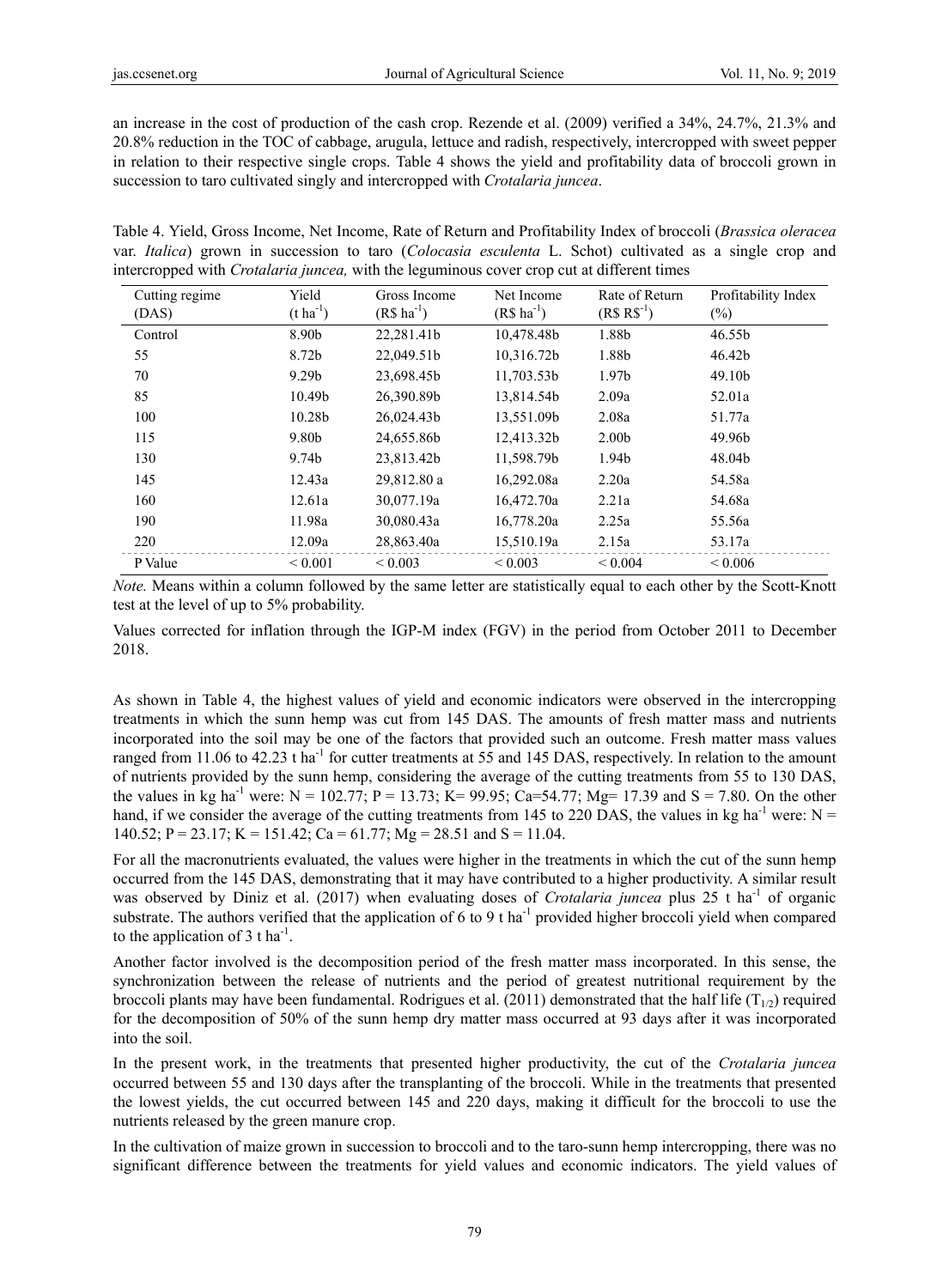an increase in the cost of production of the cash crop. Rezende et al. (2009) verified a 34%, 24.7%, 21.3% and 20.8% reduction in the TOC of cabbage, arugula, lettuce and radish, respectively, intercropped with sweet pepper in relation to their respective single crops. Table 4 shows the yield and profitability data of broccoli grown in succession to taro cultivated singly and intercropped with *Crotalaria juncea*.

Table 4. Yield, Gross Income, Net Income, Rate of Return and Profitability Index of broccoli (*Brassica oleracea* var. *Italica*) grown in succession to taro (*Colocasia esculenta* L. Schot) cultivated as a single crop and intercropped with *Crotalaria juncea,* with the leguminous cover crop cut at different times

| Cutting regime (DAS) | Yield ($t\ ha^{-1}$) | Gross Income ($R\$\ ha^{-1}$) | Net Income ($R\$\ ha^{-1}$) | Rate of Return ($R\$\ R\$^{-1}$) | Profitability Index (%) |
|---|---|---|---|---|---|
| Control | 8.90b | 22,281.41b | 10,478.48b | 1.88b | 46.55b |
| 55 | 8.72b | 22,049.51b | 10,316.72b | 1.88b | 46.42b |
| 70 | 9.29b | 23,698.45b | 11,703.53b | 1.97b | 49.10b |
| 85 | 10.49b | 26,390.89b | 13,814.54b | 2.09a | 52.01a |
| 100 | 10.28b | 26,024.43b | 13,551.09b | 2.08a | 51.77a |
| 115 | 9.80b | 24,655.86b | 12,413.32b | 2.00b | 49.96b |
| 130 | 9.74b | 23,813.42b | 11,598.79b | 1.94b | 48.04b |
| 145 | 12.43a | 29,812.80 a | 16,292.08a | 2.20a | 54.58a |
| 160 | 12.61a | 30,077.19a | 16,472.70a | 2.21a | 54.68a |
| 190 | 11.98a | 30,080.43a | 16,778.20a | 2.25a | 55.56a |
| 220 | 12.09a | 28,863.40a | 15,510.19a | 2.15a | 53.17a |
| P Value | < 0.001 | < 0.003 | < 0.003 | < 0.004 | < 0.006 |

*Note.* Means within a column followed by the same letter are statistically equal to each other by the Scott-Knott test at the level of up to 5% probability.

Values corrected for inflation through the IGP-M index (FGV) in the period from October 2011 to December 2018.

As shown in Table 4, the highest values of yield and economic indicators were observed in the intercropping treatments in which the sunn hemp was cut from 145 DAS. The amounts of fresh matter mass and nutrients incorporated into the soil may be one of the factors that provided such an outcome. Fresh matter mass values ranged from 11.06 to 42.23 t ha$^{-1}$ for cutter treatments at 55 and 145 DAS, respectively. In relation to the amount of nutrients provided by the sunn hemp, considering the average of the cutting treatments from 55 to 130 DAS, the values in kg ha$^{-1}$ were: N = 102.77; P = 13.73; K= 99.95; Ca=54.77; Mg= 17.39 and S = 7.80. On the other hand, if we consider the average of the cutting treatments from 145 to 220 DAS, the values in kg ha$^{-1}$ were: N = 140.52; P = 23.17; K = 151.42; Ca = 61.77; Mg = 28.51 and S = 11.04.

For all the macronutrients evaluated, the values were higher in the treatments in which the cut of the sunn hemp occurred from the 145 DAS, demonstrating that it may have contributed to a higher productivity. A similar result was observed by Diniz et al. (2017) when evaluating doses of *Crotalaria juncea* plus 25 t ha$^{-1}$ of organic substrate. The authors verified that the application of 6 to 9 t ha$^{-1}$ provided higher broccoli yield when compared to the application of 3 t ha$^{-1}$.

Another factor involved is the decomposition period of the fresh matter mass incorporated. In this sense, the synchronization between the release of nutrients and the period of greatest nutritional requirement by the broccoli plants may have been fundamental. Rodrigues et al. (2011) demonstrated that the half life ($T_{1/2}$) required for the decomposition of 50% of the sunn hemp dry matter mass occurred at 93 days after it was incorporated into the soil.

In the present work, in the treatments that presented higher productivity, the cut of the *Crotalaria juncea* occurred between 55 and 130 days after the transplanting of the broccoli. While in the treatments that presented the lowest yields, the cut occurred between 145 and 220 days, making it difficult for the broccoli to use the nutrients released by the green manure crop.

In the cultivation of maize grown in succession to broccoli and to the taro-sunn hemp intercropping, there was no significant difference between the treatments for yield values and economic indicators. The yield values of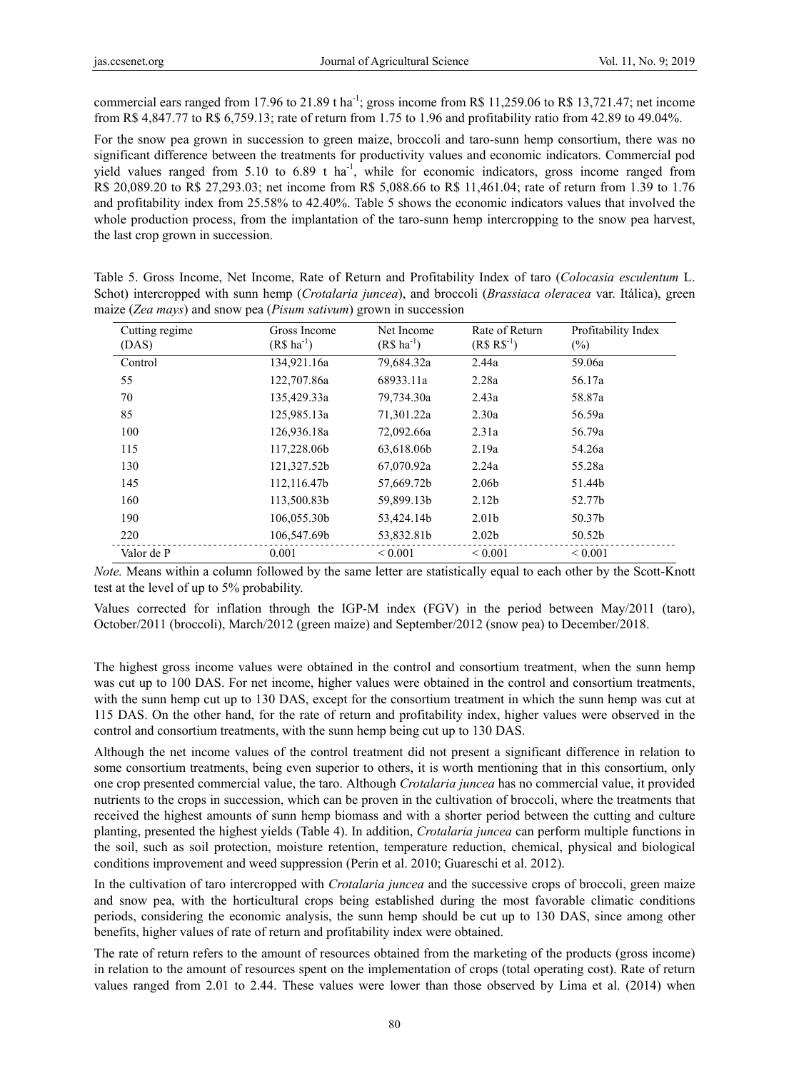commercial ears ranged from 17.96 to 21.89 t ha$^{-1}$; gross income from R$ 11,259.06 to R$ 13,721.47; net income from R$ 4,847.77 to R$ 6,759.13; rate of return from 1.75 to 1.96 and profitability ratio from 42.89 to 49.04%.

For the snow pea grown in succession to green maize, broccoli and taro-sunn hemp consortium, there was no significant difference between the treatments for productivity values and economic indicators. Commercial pod yield values ranged from 5.10 to 6.89 t ha$^{-1}$, while for economic indicators, gross income ranged from R$ 20,089.20 to R$ 27,293.03; net income from R$ 5,088.66 to R$ 11,461.04; rate of return from 1.39 to 1.76 and profitability index from 25.58% to 42.40%. Table 5 shows the economic indicators values that involved the whole production process, from the implantation of the taro-sunn hemp intercropping to the snow pea harvest, the last crop grown in succession.

Table 5. Gross Income, Net Income, Rate of Return and Profitability Index of taro (*Colocasia esculentum* L. Schot) intercropped with sunn hemp (*Crotalaria juncea*), and broccoli (*Brassiaca oleracea* var. Itálica), green maize (*Zea mays*) and snow pea (*Pisum sativum*) grown in succession

| Cutting regime (DAS) | Gross Income (R$ ha$^{-1}$) | Net Income (R$ ha$^{-1}$) | Rate of Return (R$ R$$^{-1}$) | Profitability Index (%) |
|---|---|---|---|---|
| Control | 134,921.16a | 79,684.32a | 2.44a | 59.06a |
| 55 | 122,707.86a | 68933.11a | 2.28a | 56.17a |
| 70 | 135,429.33a | 79,734.30a | 2.43a | 58.87a |
| 85 | 125,985.13a | 71,301.22a | 2.30a | 56.59a |
| 100 | 126,936.18a | 72,092.66a | 2.31a | 56.79a |
| 115 | 117,228.06b | 63,618.06b | 2.19a | 54.26a |
| 130 | 121,327.52b | 67,070.92a | 2.24a | 55.28a |
| 145 | 112,116.47b | 57,669.72b | 2.06b | 51.44b |
| 160 | 113,500.83b | 59,899.13b | 2.12b | 52.77b |
| 190 | 106,055.30b | 53,424.14b | 2.01b | 50.37b |
| 220 | 106,547.69b | 53,832.81b | 2.02b | 50.52b |
| Valor de P | 0.001 | < 0.001 | < 0.001 | < 0.001 |

*Note.* Means within a column followed by the same letter are statistically equal to each other by the Scott-Knott test at the level of up to 5% probability.

Values corrected for inflation through the IGP-M index (FGV) in the period between May/2011 (taro), October/2011 (broccoli), March/2012 (green maize) and September/2012 (snow pea) to December/2018.

The highest gross income values were obtained in the control and consortium treatment, when the sunn hemp was cut up to 100 DAS. For net income, higher values were obtained in the control and consortium treatments, with the sunn hemp cut up to 130 DAS, except for the consortium treatment in which the sunn hemp was cut at 115 DAS. On the other hand, for the rate of return and profitability index, higher values were observed in the control and consortium treatments, with the sunn hemp being cut up to 130 DAS.

Although the net income values of the control treatment did not present a significant difference in relation to some consortium treatments, being even superior to others, it is worth mentioning that in this consortium, only one crop presented commercial value, the taro. Although *Crotalaria juncea* has no commercial value, it provided nutrients to the crops in succession, which can be proven in the cultivation of broccoli, where the treatments that received the highest amounts of sunn hemp biomass and with a shorter period between the cutting and culture planting, presented the highest yields (Table 4). In addition, *Crotalaria juncea* can perform multiple functions in the soil, such as soil protection, moisture retention, temperature reduction, chemical, physical and biological conditions improvement and weed suppression (Perin et al. 2010; Guareschi et al. 2012).

In the cultivation of taro intercropped with *Crotalaria juncea* and the successive crops of broccoli, green maize and snow pea, with the horticultural crops being established during the most favorable climatic conditions periods, considering the economic analysis, the sunn hemp should be cut up to 130 DAS, since among other benefits, higher values of rate of return and profitability index were obtained.

The rate of return refers to the amount of resources obtained from the marketing of the products (gross income) in relation to the amount of resources spent on the implementation of crops (total operating cost). Rate of return values ranged from 2.01 to 2.44. These values were lower than those observed by Lima et al. (2014) when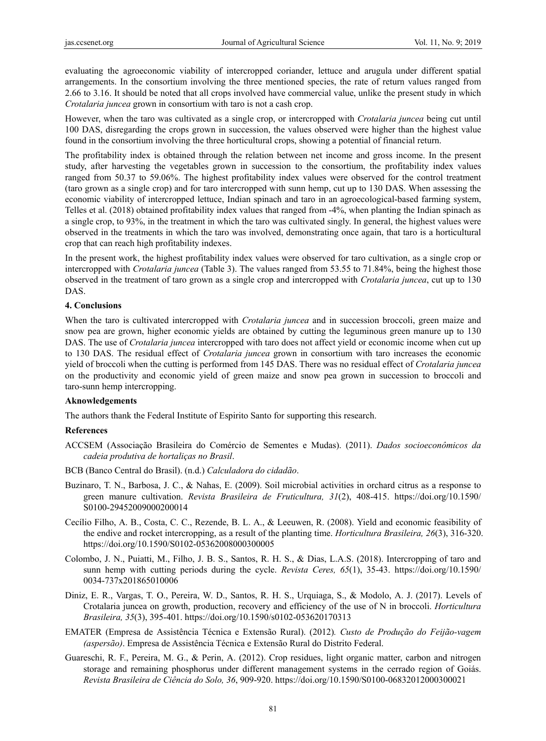evaluating the agroeconomic viability of intercropped coriander, lettuce and arugula under different spatial arrangements. In the consortium involving the three mentioned species, the rate of return values ranged from 2.66 to 3.16. It should be noted that all crops involved have commercial value, unlike the present study in which *Crotalaria juncea* grown in consortium with taro is not a cash crop.

However, when the taro was cultivated as a single crop, or intercropped with *Crotalaria juncea* being cut until 100 DAS, disregarding the crops grown in succession, the values observed were higher than the highest value found in the consortium involving the three horticultural crops, showing a potential of financial return.

The profitability index is obtained through the relation between net income and gross income. In the present study, after harvesting the vegetables grown in succession to the consortium, the profitability index values ranged from 50.37 to 59.06%. The highest profitability index values were observed for the control treatment (taro grown as a single crop) and for taro intercropped with sunn hemp, cut up to 130 DAS. When assessing the economic viability of intercropped lettuce, Indian spinach and taro in an agroecological-based farming system, Telles et al. (2018) obtained profitability index values that ranged from -4%, when planting the Indian spinach as a single crop, to 93%, in the treatment in which the taro was cultivated singly. In general, the highest values were observed in the treatments in which the taro was involved, demonstrating once again, that taro is a horticultural crop that can reach high profitability indexes.

In the present work, the highest profitability index values were observed for taro cultivation, as a single crop or intercropped with *Crotalaria juncea* (Table 3). The values ranged from 53.55 to 71.84%, being the highest those observed in the treatment of taro grown as a single crop and intercropped with *Crotalaria juncea*, cut up to 130 DAS.

## 4. Conclusions

When the taro is cultivated intercropped with *Crotalaria juncea* and in succession broccoli, green maize and snow pea are grown, higher economic yields are obtained by cutting the leguminous green manure up to 130 DAS. The use of *Crotalaria juncea* intercropped with taro does not affect yield or economic income when cut up to 130 DAS. The residual effect of *Crotalaria juncea* grown in consortium with taro increases the economic yield of broccoli when the cutting is performed from 145 DAS. There was no residual effect of *Crotalaria juncea* on the productivity and economic yield of green maize and snow pea grown in succession to broccoli and taro-sunn hemp intercropping.

## Aknowledgements

The authors thank the Federal Institute of Espirito Santo for supporting this research.

## References

ACCSEM (Associação Brasileira do Comércio de Sementes e Mudas). (2011). *Dados socioeconômicos da cadeia produtiva de hortaliças no Brasil*.

BCB (Banco Central do Brasil). (n.d.) *Calculadora do cidadão*.

Buzinaro, T. N., Barbosa, J. C., & Nahas, E. (2009). Soil microbial activities in orchard citrus as a response to green manure cultivation. *Revista Brasileira de Fruticultura, 31*(2), 408-415. https://doi.org/10.1590/S0100-29452009000200014

Cecílio Filho, A. B., Costa, C. C., Rezende, B. L. A., & Leeuwen, R. (2008). Yield and economic feasibility of the endive and rocket intercropping, as a result of the planting time. *Horticultura Brasileira, 26*(3), 316-320. https://doi.org/10.1590/S0102-05362008000300005

Colombo, J. N., Puiatti, M., Filho, J. B. S., Santos, R. H. S., & Dias, L.A.S. (2018). Intercropping of taro and sunn hemp with cutting periods during the cycle. *Revista Ceres, 65*(1), 35-43. https://doi.org/10.1590/0034-737x201865010006

Diniz, E. R., Vargas, T. O., Pereira, W. D., Santos, R. H. S., Urquiaga, S., & Modolo, A. J. (2017). Levels of Crotalaria juncea on growth, production, recovery and efficiency of the use of N in broccoli. *Horticultura Brasileira, 35*(3), 395-401. https://doi.org/10.1590/s0102-053620170313

EMATER (Empresa de Assistência Técnica e Extensão Rural). (2012). *Custo de Produção do Feijão-vagem (aspersão)*. Empresa de Assistência Técnica e Extensão Rural do Distrito Federal.

Guareschi, R. F., Pereira, M. G., & Perin, A. (2012). Crop residues, light organic matter, carbon and nitrogen storage and remaining phosphorus under different management systems in the cerrado region of Goiás. *Revista Brasileira de Ciência do Solo, 36*, 909-920. https://doi.org/10.1590/S0100-06832012000300021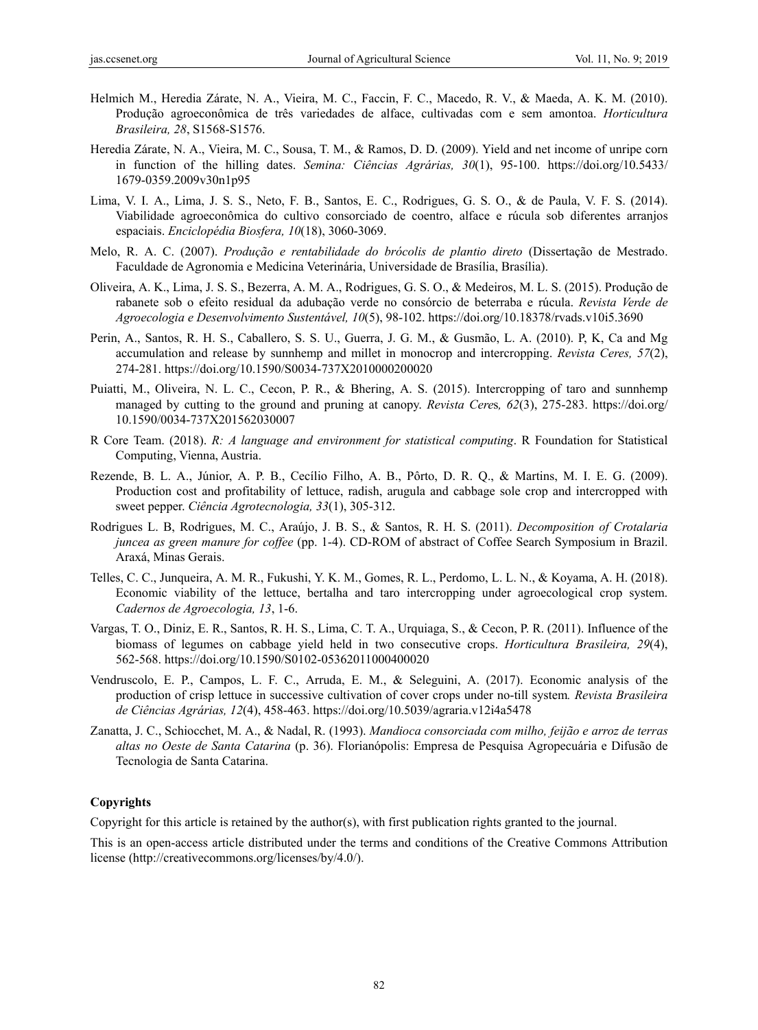Helmich M., Heredia Zárate, N. A., Vieira, M. C., Faccin, F. C., Macedo, R. V., & Maeda, A. K. M. (2010). Produção agroeconômica de três variedades de alface, cultivadas com e sem amontoa. *Horticultura Brasileira, 28*, S1568-S1576.

Heredia Zárate, N. A., Vieira, M. C., Sousa, T. M., & Ramos, D. D. (2009). Yield and net income of unripe corn in function of the hilling dates. *Semina: Ciências Agrárias, 30*(1), 95-100. https://doi.org/10.5433/1679-0359.2009v30n1p95

Lima, V. I. A., Lima, J. S. S., Neto, F. B., Santos, E. C., Rodrigues, G. S. O., & de Paula, V. F. S. (2014). Viabilidade agroeconômica do cultivo consorciado de coentro, alface e rúcula sob diferentes arranjos espaciais. *Enciclopédia Biosfera, 10*(18), 3060-3069.

Melo, R. A. C. (2007). *Produção e rentabilidade do brócolis de plantio direto* (Dissertação de Mestrado. Faculdade de Agronomia e Medicina Veterinária, Universidade de Brasília, Brasília).

Oliveira, A. K., Lima, J. S. S., Bezerra, A. M. A., Rodrigues, G. S. O., & Medeiros, M. L. S. (2015). Produção de rabanete sob o efeito residual da adubação verde no consórcio de beterraba e rúcula. *Revista Verde de Agroecologia e Desenvolvimento Sustentável, 10*(5), 98-102. https://doi.org/10.18378/rvads.v10i5.3690

Perin, A., Santos, R. H. S., Caballero, S. S. U., Guerra, J. G. M., & Gusmão, L. A. (2010). P, K, Ca and Mg accumulation and release by sunnhemp and millet in monocrop and intercropping. *Revista Ceres, 57*(2), 274-281. https://doi.org/10.1590/S0034-737X2010000200020

Puiatti, M., Oliveira, N. L. C., Cecon, P. R., & Bhering, A. S. (2015). Intercropping of taro and sunnhemp managed by cutting to the ground and pruning at canopy. *Revista Ceres, 62*(3), 275-283. https://doi.org/10.1590/0034-737X201562030007

R Core Team. (2018). *R: A language and environment for statistical computing*. R Foundation for Statistical Computing, Vienna, Austria.

Rezende, B. L. A., Júnior, A. P. B., Cecílio Filho, A. B., Pôrto, D. R. Q., & Martins, M. I. E. G. (2009). Production cost and profitability of lettuce, radish, arugula and cabbage sole crop and intercropped with sweet pepper. *Ciência Agrotecnologia, 33*(1), 305-312.

Rodrigues L. B, Rodrigues, M. C., Araújo, J. B. S., & Santos, R. H. S. (2011). *Decomposition of Crotalaria juncea as green manure for coffee* (pp. 1-4). CD-ROM of abstract of Coffee Search Symposium in Brazil. Araxá, Minas Gerais.

Telles, C. C., Junqueira, A. M. R., Fukushi, Y. K. M., Gomes, R. L., Perdomo, L. L. N., & Koyama, A. H. (2018). Economic viability of the lettuce, bertalha and taro intercropping under agroecological crop system. *Cadernos de Agroecologia, 13*, 1-6.

Vargas, T. O., Diniz, E. R., Santos, R. H. S., Lima, C. T. A., Urquiaga, S., & Cecon, P. R. (2011). Influence of the biomass of legumes on cabbage yield held in two consecutive crops. *Horticultura Brasileira, 29*(4), 562-568. https://doi.org/10.1590/S0102-05362011000400020

Vendruscolo, E. P., Campos, L. F. C., Arruda, E. M., & Seleguini, A. (2017). Economic analysis of the production of crisp lettuce in successive cultivation of cover crops under no-till system. *Revista Brasileira de Ciências Agrárias, 12*(4), 458-463. https://doi.org/10.5039/agraria.v12i4a5478

Zanatta, J. C., Schiocchet, M. A., & Nadal, R. (1993). *Mandioca consorciada com milho, feijão e arroz de terras altas no Oeste de Santa Catarina* (p. 36). Florianópolis: Empresa de Pesquisa Agropecuária e Difusão de Tecnologia de Santa Catarina.

**Copyrights**

Copyright for this article is retained by the author(s), with first publication rights granted to the journal.

This is an open-access article distributed under the terms and conditions of the Creative Commons Attribution license (http://creativecommons.org/licenses/by/4.0/).